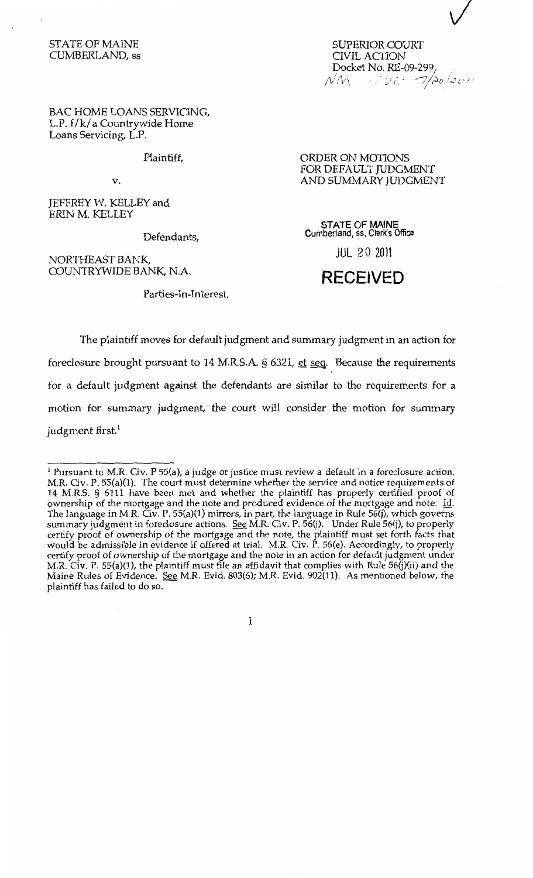STATE OF MAINE
CUMBERLAND, ss

SUPERIOR COURT
CIVIL ACTION
Docket No. RE-09-299
NM - CUM - 7/20/2011

BAC HOME LOANS SERVICING, L.P. f/k/a Countrywide Home Loans Servicing, L.P.

Plaintiff,

v.

JEFFREY W. KELLEY and ERIN M. KELLEY

Defendants,

NORTHEAST BANK, COUNTRYWIDE BANK, N.A.

Parties-In-Interest.

ORDER ON MOTIONS FOR DEFAULT JUDGMENT AND SUMMARY JUDGMENT

STATE OF MAINE
Cumberland, ss, Clerk's Office

JUL 20 2011

RECEIVED

The plaintiff moves for default judgment and summary judgment in an action for foreclosure brought pursuant to 14 M.R.S.A. § 6321, et seq. Because the requirements for a default judgment against the defendants are similar to the requirements for a motion for summary judgment, the court will consider the motion for summary judgment first.[1]

---

[1] Pursuant to M.R. Civ. P 55(a), a judge or justice must review a default in a foreclosure action. M.R. Civ. P. 55(a)(1). The court must determine whether the service and notice requirements of 14 M.R.S. § 6111 have been met and whether the plaintiff has properly certified proof of ownership of the mortgage and the note and produced evidence of the mortgage and note. Id. The language in M.R. Civ. P. 55(a)(1) mirrors, in part, the language in Rule 56(j), which governs summary judgment in foreclosure actions. See M.R. Civ. P. 56(j). Under Rule 56(j), to properly certify proof of ownership of the mortgage and the note, the plaintiff must set forth facts that would be admissible in evidence if offered at trial. M.R. Civ. P. 56(e). Accordingly, to properly certify proof of ownership of the mortgage and the note in an action for default judgment under M.R. Civ. P. 55(a)(1), the plaintiff must file an affidavit that complies with Rule 56(j)(ii) and the Maine Rules of Evidence. See M.R. Evid. 803(6); M.R. Evid. 902(11). As mentioned below, the plaintiff has failed to do so.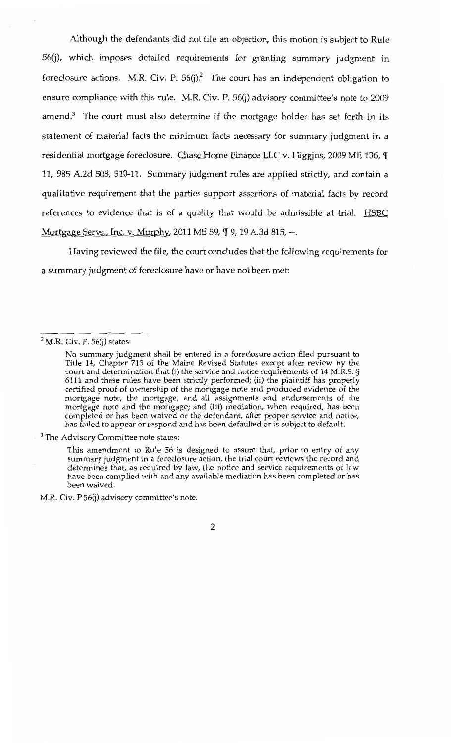Although the defendants did not file an objection, this motion is subject to Rule 56(j), which imposes detailed requirements for granting summary judgment in foreclosure actions. M.R. Civ. P. 56(j).[2] The court has an independent obligation to ensure compliance with this rule. M.R. Civ. P. 56(j) advisory committee's note to 2009 amend.[3] The court must also determine if the mortgage holder has set forth in its statement of material facts the minimum facts necessary for summary judgment in a residential mortgage foreclosure. Chase Home Finance LLC v. Higgins, 2009 ME 136, ¶ 11, 985 A.2d 508, 510-11. Summary judgment rules are applied strictly, and contain a qualitative requirement that the parties support assertions of material facts by record references to evidence that is of a quality that would be admissible at trial. HSBC Mortgage Servs., Inc. v. Murphy, 2011 ME 59, ¶ 9, 19 A.3d 815, --.

Having reviewed the file, the court concludes that the following requirements for a summary judgment of foreclosure have or have not been met:

---

[2] M.R. Civ. P. 56(j) states:

> No summary judgment shall be entered in a foreclosure action filed pursuant to Title 14, Chapter 713 of the Maine Revised Statutes except after review by the court and determination that (i) the service and notice requirements of 14 M.R.S. § 6111 and these rules have been strictly performed; (ii) the plaintiff has properly certified proof of ownership of the mortgage note and produced evidence of the mortgage note, the mortgage, and all assignments and endorsements of the mortgage note and the mortgage; and (iii) mediation, when required, has been completed or has been waived or the defendant, after proper service and notice, has failed to appear or respond and has been defaulted or is subject to default.

[3] The Advisory Committee note states:

> This amendment to Rule 56 is designed to assure that, prior to entry of any summary judgment in a foreclosure action, the trial court reviews the record and determines that, as required by law, the notice and service requirements of law have been complied with and any available mediation has been completed or has been waived.

M.R. Civ. P 56(j) advisory committee's note.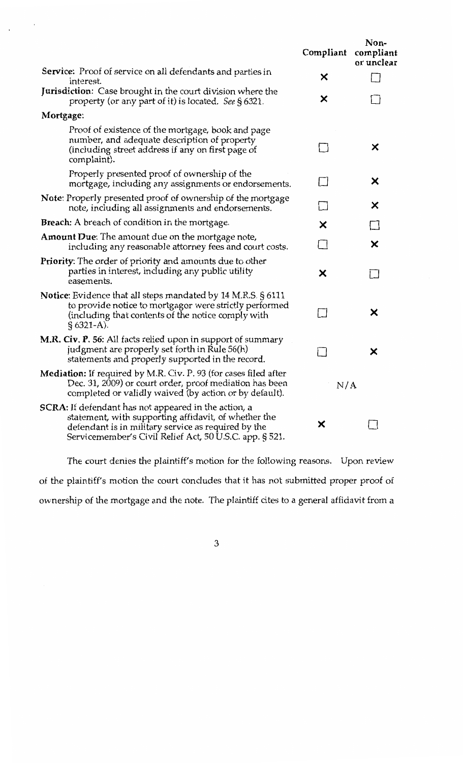| | Compliant | Non-compliant or unclear |
|---|---|---|
| **Service**: Proof of service on all defendants and parties in interest. | × | ☐ |
| **Jurisdiction**: Case brought in the court division where the property (or any part of it) is located. *See* § 6321. | × | ☐ |
| **Mortgage**: | | |
| Proof of existence of the mortgage, book and page number, and adequate description of property (including street address if any on first page of complaint). | ☐ | × |
| Properly presented proof of ownership of the mortgage, including any assignments or endorsements. | ☐ | × |
| **Note**: Properly presented proof of ownership of the mortgage note, including all assignments and endorsements. | ☐ | × |
| **Breach**: A breach of condition in the mortgage. | × | ☐ |
| **Amount Due**: The amount due on the mortgage note, including any reasonable attorney fees and court costs. | ☐ | × |
| **Priority**: The order of priority and amounts due to other parties in interest, including any public utility easements. | × | ☐ |
| **Notice**: Evidence that all steps mandated by 14 M.R.S. § 6111 to provide notice to mortgagor were strictly performed (including that contents of the notice comply with § 6321-A). | ☐ | × |
| **M.R. Civ. P. 56**: All facts relied upon in support of summary judgment are properly set forth in Rule 56(h) statements and properly supported in the record. | ☐ | × |
| **Mediation**: If required by M.R. Civ. P. 93 (for cases filed after Dec. 31, 2009) or court order, proof mediation has been completed or validly waived (by action or by default). | N/A | |
| **SCRA**: If defendant has not appeared in the action, a statement, with supporting affidavit, of whether the defendant is in military service as required by the Servicemember's Civil Relief Act, 50 U.S.C. app. § 521. | × | ☐ |

The court denies the plaintiff's motion for the following reasons. Upon review of the plaintiff's motion the court concludes that it has not submitted proper proof of ownership of the mortgage and the note. The plaintiff cites to a general affidavit from a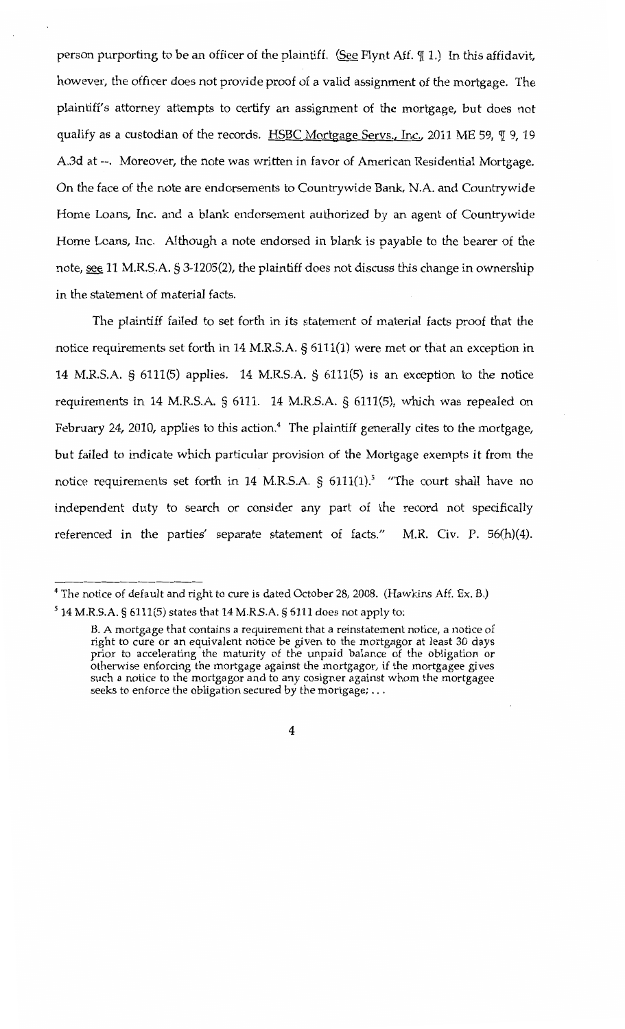person purporting to be an officer of the plaintiff. (See Flynt Aff. ¶ 1.) In this affidavit, however, the officer does not provide proof of a valid assignment of the mortgage. The plaintiff's attorney attempts to certify an assignment of the mortgage, but does not qualify as a custodian of the records. HSBC Mortgage Servs., Inc., 2011 ME 59, ¶ 9, 19 A.3d at --. Moreover, the note was written in favor of American Residential Mortgage. On the face of the note are endorsements to Countrywide Bank, N.A. and Countrywide Home Loans, Inc. and a blank endorsement authorized by an agent of Countrywide Home Loans, Inc. Although a note endorsed in blank is payable to the bearer of the note, see 11 M.R.S.A. § 3-1205(2), the plaintiff does not discuss this change in ownership in the statement of material facts.

The plaintiff failed to set forth in its statement of material facts proof that the notice requirements set forth in 14 M.R.S.A. § 6111(1) were met or that an exception in 14 M.R.S.A. § 6111(5) applies. 14 M.R.S.A. § 6111(5) is an exception to the notice requirements in 14 M.R.S.A. § 6111. 14 M.R.S.A. § 6111(5), which was repealed on February 24, 2010, applies to this action.[4] The plaintiff generally cites to the mortgage, but failed to indicate which particular provision of the Mortgage exempts it from the notice requirements set forth in 14 M.R.S.A. § 6111(1).[5] "The court shall have no independent duty to search or consider any part of the record not specifically referenced in the parties' separate statement of facts." M.R. Civ. P. 56(h)(4).

---

[4] The notice of default and right to cure is dated October 28, 2008. (Hawkins Aff. Ex. B.)

[5] 14 M.R.S.A. § 6111(5) states that 14 M.R.S.A. § 6111 does not apply to:

> B. A mortgage that contains a requirement that a reinstatement notice, a notice of right to cure or an equivalent notice be given to the mortgagor at least 30 days prior to accelerating the maturity of the unpaid balance of the obligation or otherwise enforcing the mortgage against the mortgagor, if the mortgagee gives such a notice to the mortgagor and to any cosigner against whom the mortgagee seeks to enforce the obligation secured by the mortgage; . . .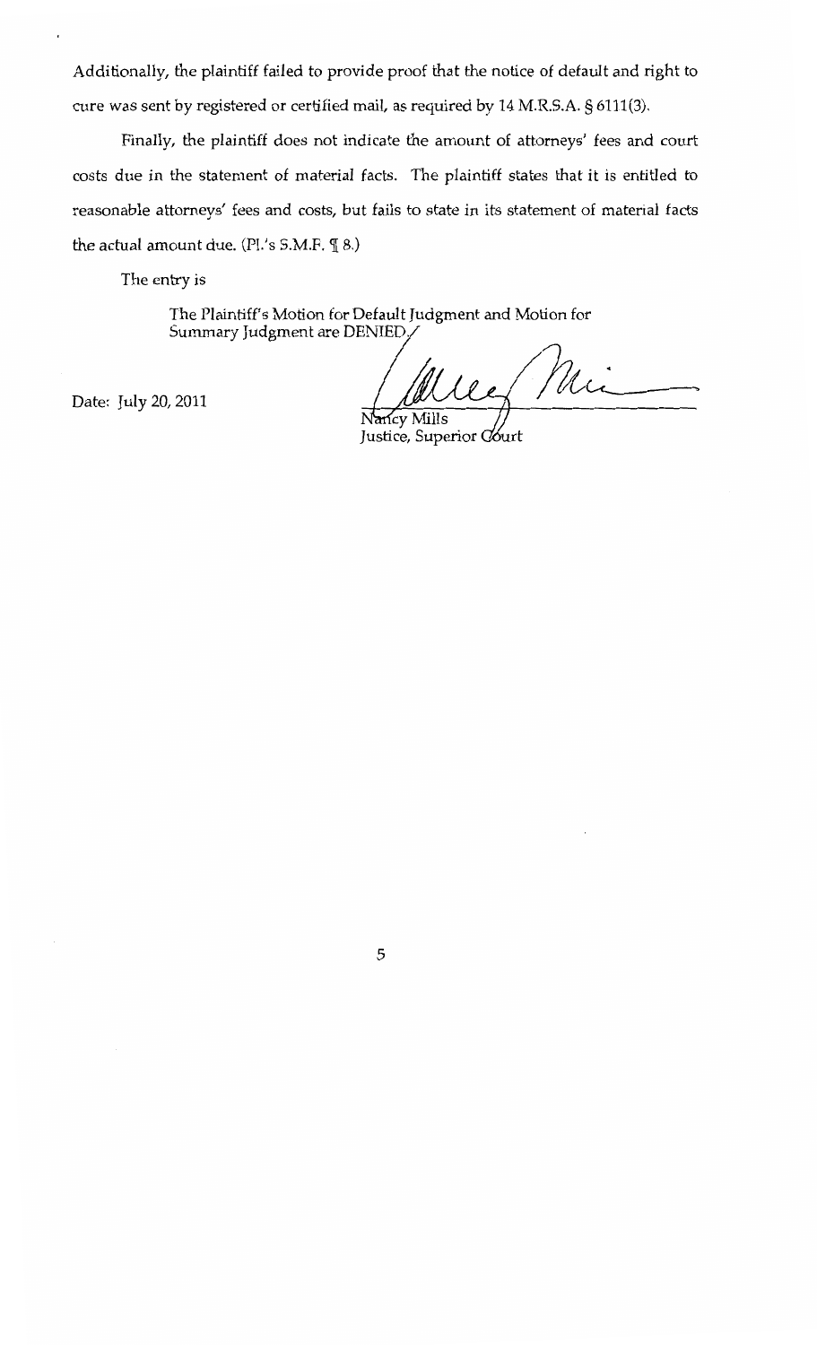Additionally, the plaintiff failed to provide proof that the notice of default and right to cure was sent by registered or certified mail, as required by 14 M.R.S.A. § 6111(3).

Finally, the plaintiff does not indicate the amount of attorneys' fees and court costs due in the statement of material facts. The plaintiff states that it is entitled to reasonable attorneys' fees and costs, but fails to state in its statement of material facts the actual amount due. (Pl.'s S.M.F. ¶ 8.)

The entry is

> The Plaintiff's Motion for Default Judgment and Motion for Summary Judgment are DENIED.

Date: July 20, 2011

Nancy Mills
Justice, Superior Court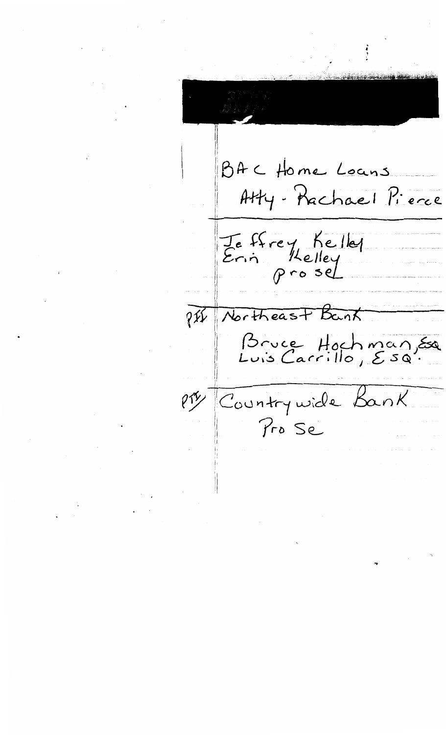BAC Home Loans
Atty - Rachael Pierce

Jeffrey Kelley
Erin Kelley
pro se

PTF Northeast Bank
Bruce Hochman, Esq
Luis Carrillo, Esq.

PTF Countrywide Bank
Pro Se